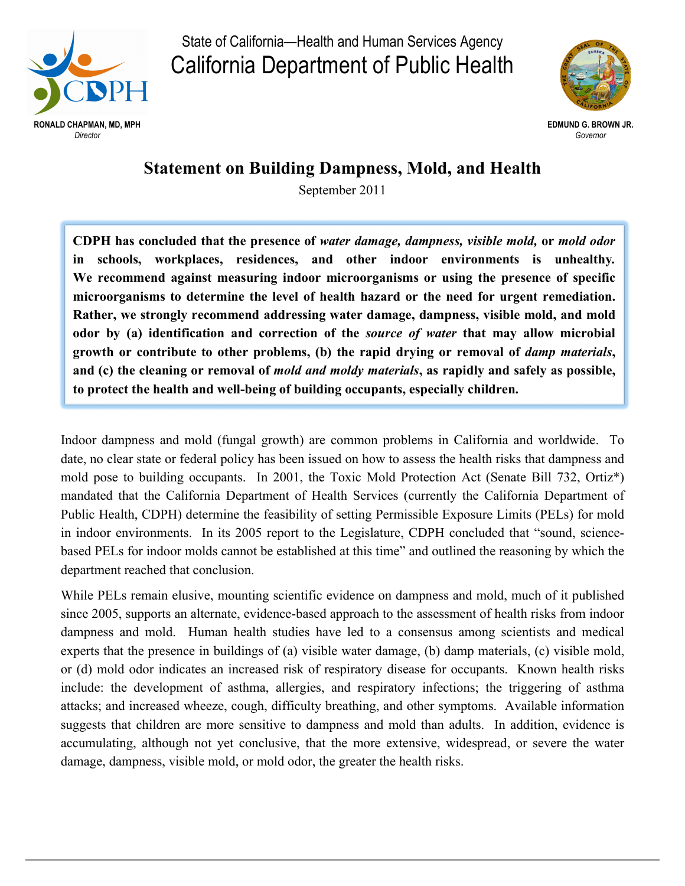State of California—Health and Human Services Agency

# California Department of Public Health

**RONALD CHAPMAN, MD, MPH**
*Director*

**EDMUND G. BROWN JR.**
*Governor*

## Statement on Building Dampness, Mold, and Health

September 2011

**CDPH has concluded that the presence of *water damage, dampness, visible mold,* or *mold odor* in schools, workplaces, residences, and other indoor environments is unhealthy. We recommend against measuring indoor microorganisms or using the presence of specific microorganisms to determine the level of health hazard or the need for urgent remediation. Rather, we strongly recommend addressing water damage, dampness, visible mold, and mold odor by (a) identification and correction of the *source of water* that may allow microbial growth or contribute to other problems, (b) the rapid drying or removal of *damp materials*, and (c) the cleaning or removal of *mold and moldy materials*, as rapidly and safely as possible, to protect the health and well-being of building occupants, especially children.**

Indoor dampness and mold (fungal growth) are common problems in California and worldwide. To date, no clear state or federal policy has been issued on how to assess the health risks that dampness and mold pose to building occupants. In 2001, the Toxic Mold Protection Act (Senate Bill 732, Ortiz*) mandated that the California Department of Health Services (currently the California Department of Public Health, CDPH) determine the feasibility of setting Permissible Exposure Limits (PELs) for mold in indoor environments. In its 2005 report to the Legislature, CDPH concluded that "sound, science-based PELs for indoor molds cannot be established at this time" and outlined the reasoning by which the department reached that conclusion.

While PELs remain elusive, mounting scientific evidence on dampness and mold, much of it published since 2005, supports an alternate, evidence-based approach to the assessment of health risks from indoor dampness and mold. Human health studies have led to a consensus among scientists and medical experts that the presence in buildings of (a) visible water damage, (b) damp materials, (c) visible mold, or (d) mold odor indicates an increased risk of respiratory disease for occupants. Known health risks include: the development of asthma, allergies, and respiratory infections; the triggering of asthma attacks; and increased wheeze, cough, difficulty breathing, and other symptoms. Available information suggests that children are more sensitive to dampness and mold than adults. In addition, evidence is accumulating, although not yet conclusive, that the more extensive, widespread, or severe the water damage, dampness, visible mold, or mold odor, the greater the health risks.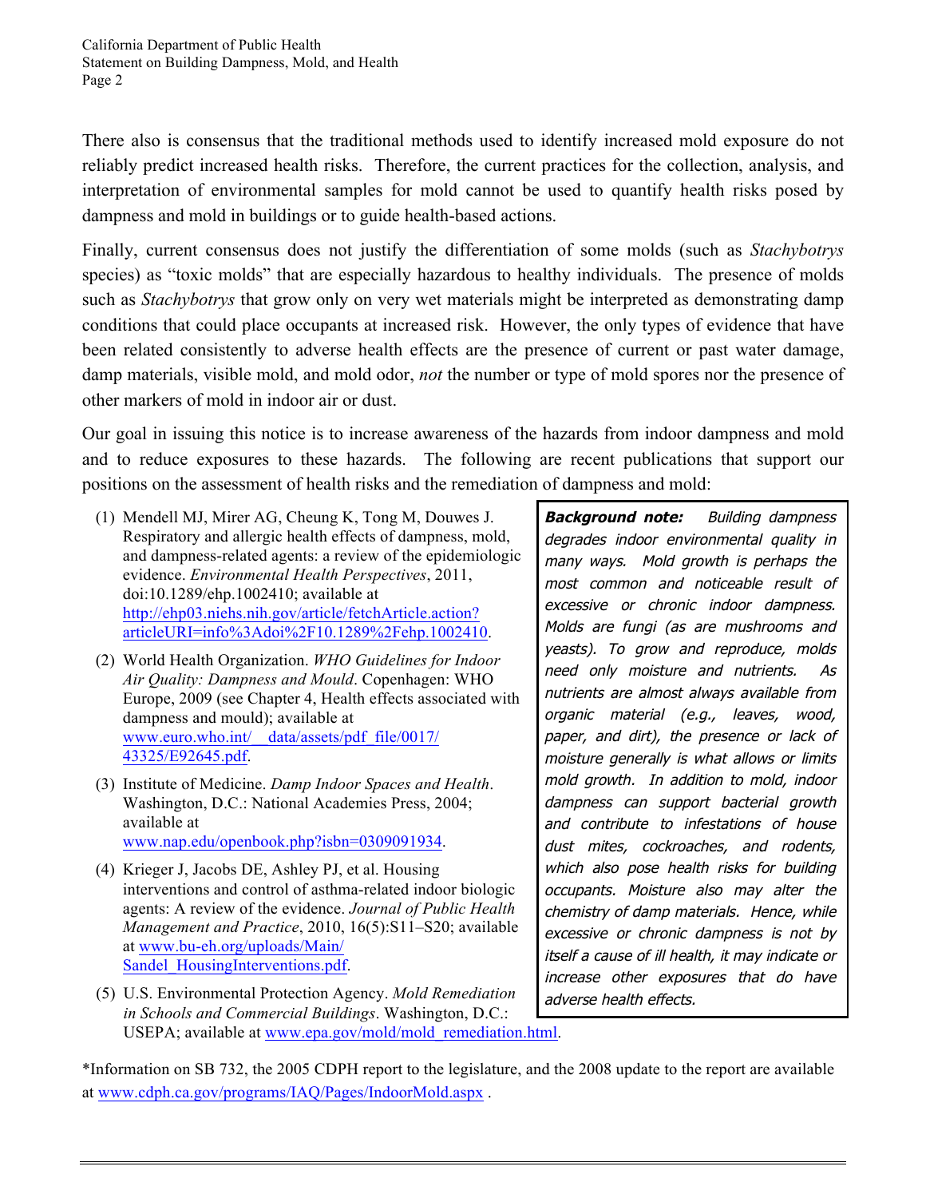There also is consensus that the traditional methods used to identify increased mold exposure do not reliably predict increased health risks. Therefore, the current practices for the collection, analysis, and interpretation of environmental samples for mold cannot be used to quantify health risks posed by dampness and mold in buildings or to guide health-based actions.

Finally, current consensus does not justify the differentiation of some molds (such as *Stachybotrys* species) as "toxic molds" that are especially hazardous to healthy individuals. The presence of molds such as *Stachybotrys* that grow only on very wet materials might be interpreted as demonstrating damp conditions that could place occupants at increased risk. However, the only types of evidence that have been related consistently to adverse health effects are the presence of current or past water damage, damp materials, visible mold, and mold odor, *not* the number or type of mold spores nor the presence of other markers of mold in indoor air or dust.

Our goal in issuing this notice is to increase awareness of the hazards from indoor dampness and mold and to reduce exposures to these hazards. The following are recent publications that support our positions on the assessment of health risks and the remediation of dampness and mold:

(1) Mendell MJ, Mirer AG, Cheung K, Tong M, Douwes J. Respiratory and allergic health effects of dampness, mold, and dampness-related agents: a review of the epidemiologic evidence. *Environmental Health Perspectives*, 2011, doi:10.1289/ehp.1002410; available at http://ehp03.niehs.nih.gov/article/fetchArticle.action?articleURI=info%3Adoi%2F10.1289%2Fehp.1002410.

(2) World Health Organization. *WHO Guidelines for Indoor Air Quality: Dampness and Mould*. Copenhagen: WHO Europe, 2009 (see Chapter 4, Health effects associated with dampness and mould); available at www.euro.who.int/__data/assets/pdf_file/0017/43325/E92645.pdf.

(3) Institute of Medicine. *Damp Indoor Spaces and Health*. Washington, D.C.: National Academies Press, 2004; available at www.nap.edu/openbook.php?isbn=0309091934.

(4) Krieger J, Jacobs DE, Ashley PJ, et al. Housing interventions and control of asthma-related indoor biologic agents: A review of the evidence. *Journal of Public Health Management and Practice*, 2010, 16(5):S11–S20; available at www.bu-eh.org/uploads/Main/Sandel_HousingInterventions.pdf.

(5) U.S. Environmental Protection Agency. *Mold Remediation in Schools and Commercial Buildings*. Washington, D.C.: USEPA; available at www.epa.gov/mold/mold_remediation.html.

***Background note:*** *Building dampness degrades indoor environmental quality in many ways. Mold growth is perhaps the most common and noticeable result of excessive or chronic indoor dampness. Molds are fungi (as are mushrooms and yeasts). To grow and reproduce, molds need only moisture and nutrients. As nutrients are almost always available from organic material (e.g., leaves, wood, paper, and dirt), the presence or lack of moisture generally is what allows or limits mold growth. In addition to mold, indoor dampness can support bacterial growth and contribute to infestations of house dust mites, cockroaches, and rodents, which also pose health risks for building occupants. Moisture also may alter the chemistry of damp materials. Hence, while excessive or chronic dampness is not by itself a cause of ill health, it may indicate or increase other exposures that do have adverse health effects.*

*Information on SB 732, the 2005 CDPH report to the legislature, and the 2008 update to the report are available at www.cdph.ca.gov/programs/IAQ/Pages/IndoorMold.aspx .